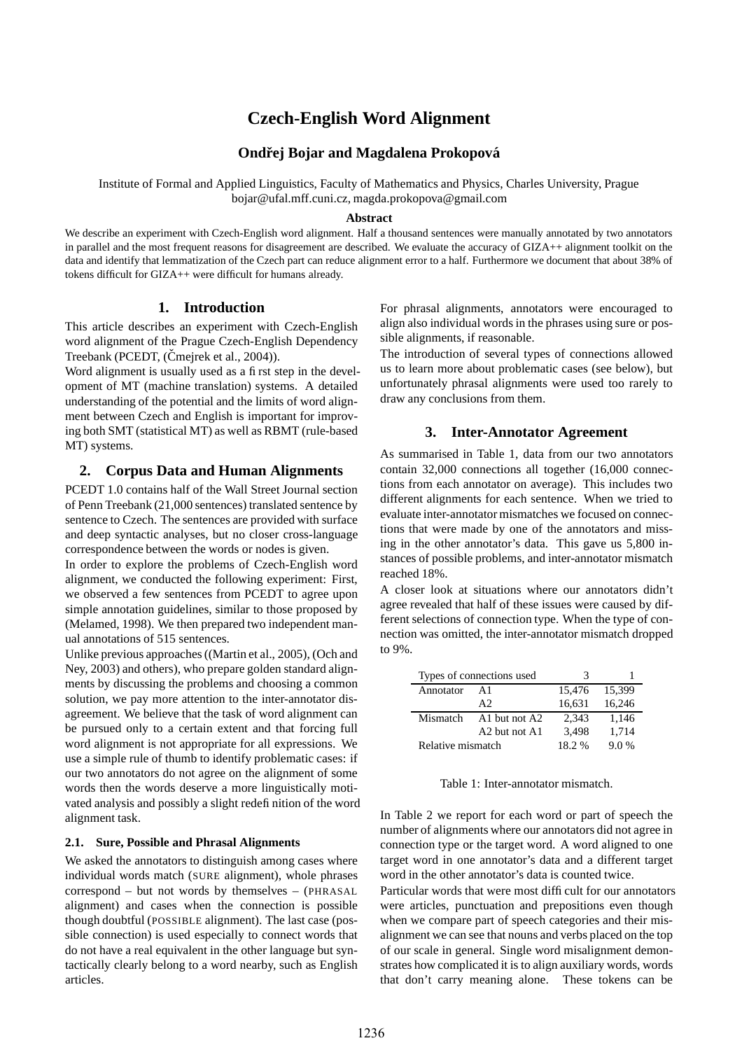# Czech-English Word Alignment

**Ondřej Bojar and Magdalena Prokopová**

Institute of Formal and Applied Linguistics, Faculty of Mathematics and Physics, Charles University, Prague
bojar@ufal.mff.cuni.cz, magda.prokopova@gmail.com

**Abstract**

We describe an experiment with Czech-English word alignment. Half a thousand sentences were manually annotated by two annotators in parallel and the most frequent reasons for disagreement are described. We evaluate the accuracy of GIZA++ alignment toolkit on the data and identify that lemmatization of the Czech part can reduce alignment error to a half. Furthermore we document that about 38% of tokens difficult for GIZA++ were difficult for humans already.

## 1. Introduction

This article describes an experiment with Czech-English word alignment of the Prague Czech-English Dependency Treebank (PCEDT, (Čmejrek et al., 2004)).

Word alignment is usually used as a first step in the development of MT (machine translation) systems. A detailed understanding of the potential and the limits of word alignment between Czech and English is important for improving both SMT (statistical MT) as well as RBMT (rule-based MT) systems.

## 2. Corpus Data and Human Alignments

PCEDT 1.0 contains half of the Wall Street Journal section of Penn Treebank (21,000 sentences) translated sentence by sentence to Czech. The sentences are provided with surface and deep syntactic analyses, but no closer cross-language correspondence between the words or nodes is given.

In order to explore the problems of Czech-English word alignment, we conducted the following experiment: First, we observed a few sentences from PCEDT to agree upon simple annotation guidelines, similar to those proposed by (Melamed, 1998). We then prepared two independent manual annotations of 515 sentences.

Unlike previous approaches ((Martin et al., 2005), (Och and Ney, 2003) and others), who prepare golden standard alignments by discussing the problems and choosing a common solution, we pay more attention to the inter-annotator disagreement. We believe that the task of word alignment can be pursued only to a certain extent and that forcing full word alignment is not appropriate for all expressions. We use a simple rule of thumb to identify problematic cases: if our two annotators do not agree on the alignment of some words then the words deserve a more linguistically motivated analysis and possibly a slight redefinition of the word alignment task.

### 2.1. Sure, Possible and Phrasal Alignments

We asked the annotators to distinguish among cases where individual words match (SURE alignment), whole phrases correspond – but not words by themselves – (PHRASAL alignment) and cases when the connection is possible though doubtful (POSSIBLE alignment). The last case (possible connection) is used especially to connect words that do not have a real equivalent in the other language but syntactically clearly belong to a word nearby, such as English articles.

For phrasal alignments, annotators were encouraged to align also individual words in the phrases using sure or possible alignments, if reasonable.

The introduction of several types of connections allowed us to learn more about problematic cases (see below), but unfortunately phrasal alignments were used too rarely to draw any conclusions from them.

## 3. Inter-Annotator Agreement

As summarised in Table 1, data from our two annotators contain 32,000 connections all together (16,000 connections from each annotator on average). This includes two different alignments for each sentence. When we tried to evaluate inter-annotator mismatches we focused on connections that were made by one of the annotators and missing in the other annotator's data. This gave us 5,800 instances of possible problems, and inter-annotator mismatch reached 18%.

A closer look at situations where our annotators didn't agree revealed that half of these issues were caused by different selections of connection type. When the type of connection was omitted, the inter-annotator mismatch dropped to 9%.

| Types of connections used | | 3 | 1 |
|---|---|---|---|
| Annotator | A1 | 15,476 | 15,399 |
| | A2 | 16,631 | 16,246 |
| Mismatch | A1 but not A2 | 2,343 | 1,146 |
| | A2 but not A1 | 3,498 | 1,714 |
| Relative mismatch | | 18.2 % | 9.0 % |

Table 1: Inter-annotator mismatch.

In Table 2 we report for each word or part of speech the number of alignments where our annotators did not agree in connection type or the target word. A word aligned to one target word in one annotator's data and a different target word in the other annotator's data is counted twice.

Particular words that were most difficult for our annotators were articles, punctuation and prepositions even though when we compare part of speech categories and their misalignment we can see that nouns and verbs placed on the top of our scale in general. Single word misalignment demonstrates how complicated it is to align auxiliary words, words that don't carry meaning alone. These tokens can be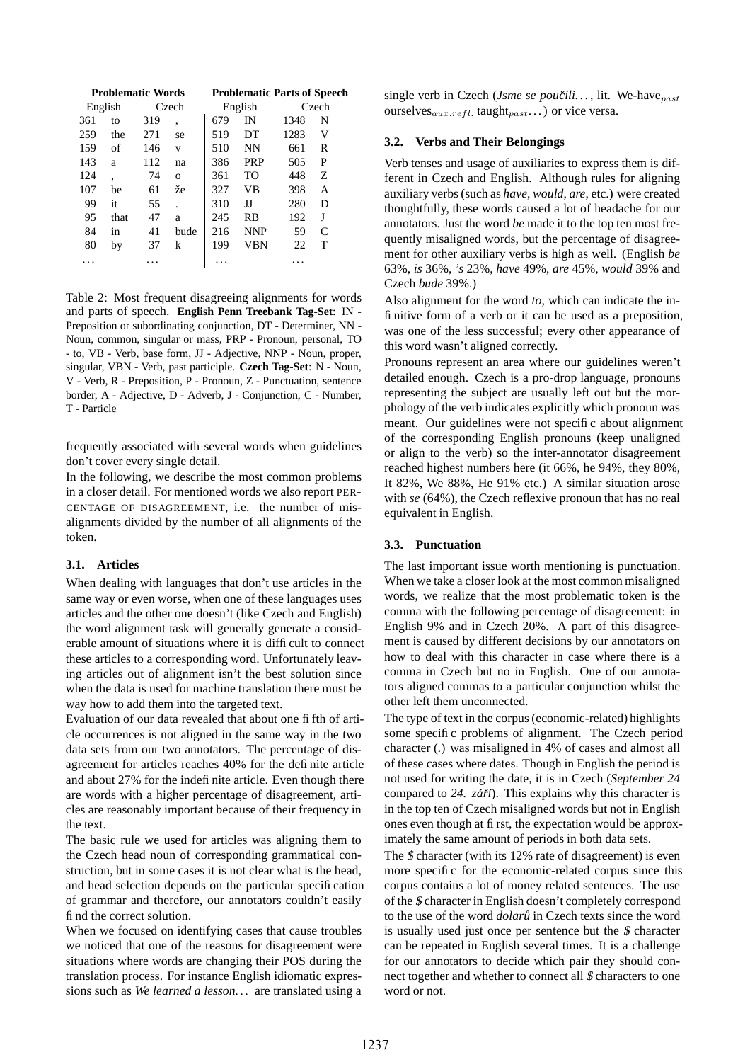| Problematic Words | | | | Problematic Parts of Speech | | | |
|---|---|---|---|---|---|---|---|
| English | | Czech | | English | | Czech | |
| 361 | to | 319 | , | 679 | IN | 1348 | N |
| 259 | the | 271 | se | 519 | DT | 1283 | V |
| 159 | of | 146 | v | 510 | NN | 661 | R |
| 143 | a | 112 | na | 386 | PRP | 505 | P |
| 124 | , | 74 | o | 361 | TO | 448 | Z |
| 107 | be | 61 | že | 327 | VB | 398 | A |
| 99 | it | 55 | . | 310 | JJ | 280 | D |
| 95 | that | 47 | a | 245 | RB | 192 | J |
| 84 | in | 41 | bude | 216 | NNP | 59 | C |
| 80 | by | 37 | k | 199 | VBN | 22 | T |
| ... | | ... | | ... | | ... | |

Table 2: Most frequent disagreeing alignments for words and parts of speech. **English Penn Treebank Tag-Set**: IN - Preposition or subordinating conjunction, DT - Determiner, NN - Noun, common, singular or mass, PRP - Pronoun, personal, TO - to, VB - Verb, base form, JJ - Adjective, NNP - Noun, proper, singular, VBN - Verb, past participle. **Czech Tag-Set**: N - Noun, V - Verb, R - Preposition, P - Pronoun, Z - Punctuation, sentence border, A - Adjective, D - Adverb, J - Conjunction, C - Number, T - Particle

frequently associated with several words when guidelines don't cover every single detail.

In the following, we describe the most common problems in a closer detail. For mentioned words we also report PERCENTAGE OF DISAGREEMENT, i.e. the number of misalignments divided by the number of all alignments of the token.

### 3.1. Articles

When dealing with languages that don't use articles in the same way or even worse, when one of these languages uses articles and the other one doesn't (like Czech and English) the word alignment task will generally generate a considerable amount of situations where it is difficult to connect these articles to a corresponding word. Unfortunately leaving articles out of alignment isn't the best solution since when the data is used for machine translation there must be way how to add them into the targeted text.

Evaluation of our data revealed that about one fifth of article occurrences is not aligned in the same way in the two data sets from our two annotators. The percentage of disagreement for articles reaches 40% for the definite article and about 27% for the indefinite article. Even though there are words with a higher percentage of disagreement, articles are reasonably important because of their frequency in the text.

The basic rule we used for articles was aligning them to the Czech head noun of corresponding grammatical construction, but in some cases it is not clear what is the head, and head selection depends on the particular specification of grammar and therefore, our annotators couldn't easily find the correct solution.

When we focused on identifying cases that cause troubles we noticed that one of the reasons for disagreement were situations where words are changing their POS during the translation process. For instance English idiomatic expressions such as *We learned a lesson...* are translated using a single verb in Czech (*Jsme se poučili...*, lit. We-have$_{past}$ ourselves$_{aux.refl.}$ taught$_{past}$...) or vice versa.

### 3.2. Verbs and Their Belongings

Verb tenses and usage of auxiliaries to express them is different in Czech and English. Although rules for aligning auxiliary verbs (such as *have*, *would*, *are*, etc.) were created thoughtfully, these words caused a lot of headache for our annotators. Just the word *be* made it to the top ten most frequently misaligned words, but the percentage of disagreement for other auxiliary verbs is high as well. (English *be* 63%, *is* 36%, *'s* 23%, *have* 49%, *are* 45%, *would* 39% and Czech *bude* 39%.)

Also alignment for the word *to*, which can indicate the infinitive form of a verb or it can be used as a preposition, was one of the less successful; every other appearance of this word wasn't aligned correctly.

Pronouns represent an area where our guidelines weren't detailed enough. Czech is a pro-drop language, pronouns representing the subject are usually left out but the morphology of the verb indicates explicitly which pronoun was meant. Our guidelines were not specific about alignment of the corresponding English pronouns (keep unaligned or align to the verb) so the inter-annotator disagreement reached highest numbers here (it 66%, he 94%, they 80%, It 82%, We 88%, He 91% etc.) A similar situation arose with *se* (64%), the Czech reflexive pronoun that has no real equivalent in English.

### 3.3. Punctuation

The last important issue worth mentioning is punctuation. When we take a closer look at the most common misaligned words, we realize that the most problematic token is the comma with the following percentage of disagreement: in English 9% and in Czech 20%. A part of this disagreement is caused by different decisions by our annotators on how to deal with this character in case where there is a comma in Czech but no in English. One of our annotators aligned commas to a particular conjunction whilst the other left them unconnected.

The type of text in the corpus (economic-related) highlights some specific problems of alignment. The Czech period character (.) was misaligned in 4% of cases and almost all of these cases where dates. Though in English the period is not used for writing the date, it is in Czech (*September 24* compared to *24. září*). This explains why this character is in the top ten of Czech misaligned words but not in English ones even though at first, the expectation would be approximately the same amount of periods in both data sets.

The *$* character (with its 12% rate of disagreement) is even more specific for the economic-related corpus since this corpus contains a lot of money related sentences. The use of the *$* character in English doesn't completely correspond to the use of the word *dolarů* in Czech texts since the word is usually used just once per sentence but the *$* character can be repeated in English several times. It is a challenge for our annotators to decide which pair they should connect together and whether to connect all *$* characters to one word or not.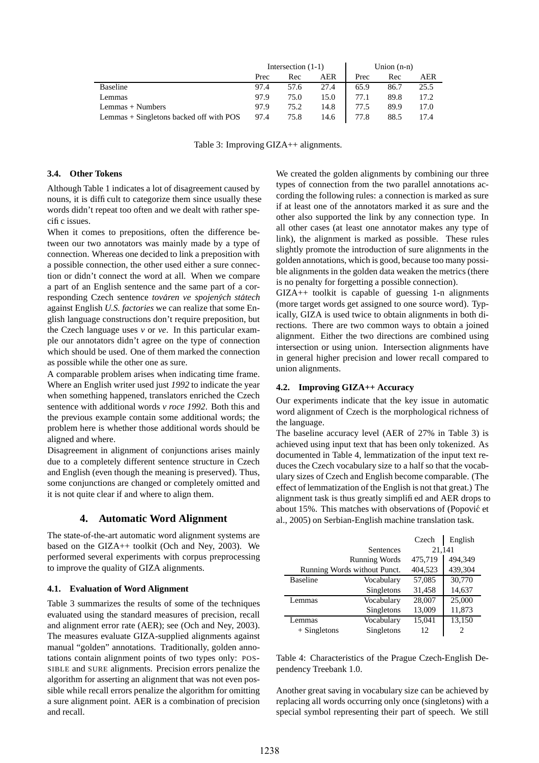| | Intersection (1-1) | | | Union (n-n) | | |
|---|---|---|---|---|---|---|
| | Prec | Rec | AER | Prec | Rec | AER |
| Baseline | 97.4 | 57.6 | 27.4 | 65.9 | 86.7 | 25.5 |
| Lemmas | 97.9 | 75.0 | 15.0 | 77.1 | 89.8 | 17.2 |
| Lemmas + Numbers | 97.9 | 75.2 | 14.8 | 77.5 | 89.9 | 17.0 |
| Lemmas + Singletons backed off with POS | 97.4 | 75.8 | 14.6 | 77.8 | 88.5 | 17.4 |

Table 3: Improving GIZA++ alignments.

### 3.4. Other Tokens

Although Table 1 indicates a lot of disagreement caused by nouns, it is difficult to categorize them since usually these words didn't repeat too often and we dealt with rather specific issues.

When it comes to prepositions, often the difference between our two annotators was mainly made by a type of connection. Whereas one decided to link a preposition with a possible connection, the other used either a sure connection or didn't connect the word at all. When we compare a part of an English sentence and the same part of a corresponding Czech sentence *továren ve spojených státech* against English *U.S. factories* we can realize that some English language constructions don't require preposition, but the Czech language uses *v* or *ve*. In this particular example our annotators didn't agree on the type of connection which should be used. One of them marked the connection as possible while the other one as sure.

A comparable problem arises when indicating time frame. Where an English writer used just *1992* to indicate the year when something happened, translators enriched the Czech sentence with additional words *v roce 1992*. Both this and the previous example contain some additional words; the problem here is whether those additional words should be aligned and where.

Disagreement in alignment of conjunctions arises mainly due to a completely different sentence structure in Czech and English (even though the meaning is preserved). Thus, some conjunctions are changed or completely omitted and it is not quite clear if and where to align them.

## 4. Automatic Word Alignment

The state-of-the-art automatic word alignment systems are based on the GIZA++ toolkit (Och and Ney, 2003). We performed several experiments with corpus preprocessing to improve the quality of GIZA alignments.

### 4.1. Evaluation of Word Alignment

Table 3 summarizes the results of some of the techniques evaluated using the standard measures of precision, recall and alignment error rate (AER); see (Och and Ney, 2003). The measures evaluate GIZA-supplied alignments against manual "golden" annotations. Traditionally, golden annotations contain alignment points of two types only: POSSIBLE and SURE alignments. Precision errors penalize the algorithm for asserting an alignment that was not even possible while recall errors penalize the algorithm for omitting a sure alignment point. AER is a combination of precision and recall.

We created the golden alignments by combining our three types of connection from the two parallel annotations according the following rules: a connection is marked as sure if at least one of the annotators marked it as sure and the other also supported the link by any connection type. In all other cases (at least one annotator makes any type of link), the alignment is marked as possible. These rules slightly promote the introduction of sure alignments in the golden annotations, which is good, because too many possible alignments in the golden data weaken the metrics (there is no penalty for forgetting a possible connection).

GIZA++ toolkit is capable of guessing 1-n alignments (more target words get assigned to one source word). Typically, GIZA is used twice to obtain alignments in both directions. There are two common ways to obtain a joined alignment. Either the two directions are combined using intersection or using union. Intersection alignments have in general higher precision and lower recall compared to union alignments.

### 4.2. Improving GIZA++ Accuracy

Our experiments indicate that the key issue in automatic word alignment of Czech is the morphological richness of the language.

The baseline accuracy level (AER of 27% in Table 3) is achieved using input text that has been only tokenized. As documented in Table 4, lemmatization of the input text reduces the Czech vocabulary size to a half so that the vocabulary sizes of Czech and English become comparable. (The effect of lemmatization of the English is not that great.) The alignment task is thus greatly simplified and AER drops to about 15%. This matches with observations of (Popović et al., 2005) on Serbian-English machine translation task.

| | | Czech | English |
|---|---|---|---|
| | Sentences | 21,141 | |
| | Running Words | 475,719 | 494,349 |
| | Running Words without Punct. | 404,523 | 439,304 |
| Baseline | Vocabulary | 57,085 | 30,770 |
| | Singletons | 31,458 | 14,637 |
| Lemmas | Vocabulary | 28,007 | 25,000 |
| | Singletons | 13,009 | 11,873 |
| Lemmas + Singletons | Vocabulary | 15,041 | 13,150 |
| | Singletons | 12 | 2 |

Table 4: Characteristics of the Prague Czech-English Dependency Treebank 1.0.

Another great saving in vocabulary size can be achieved by replacing all words occurring only once (singletons) with a special symbol representing their part of speech. We still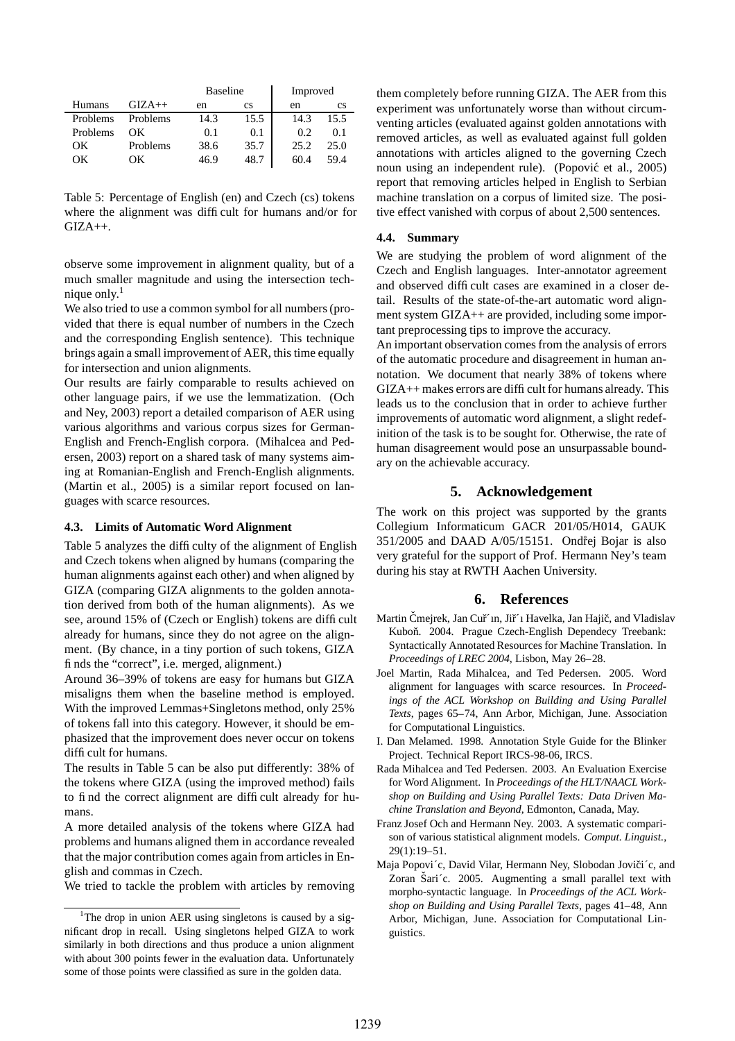| Humans | GIZA++ | Baseline en | Baseline cs | Improved en | Improved cs |
|---|---|---|---|---|---|
| Problems | Problems | 14.3 | 15.5 | 14.3 | 15.5 |
| Problems | OK | 0.1 | 0.1 | 0.2 | 0.1 |
| OK | Problems | 38.6 | 35.7 | 25.2 | 25.0 |
| OK | OK | 46.9 | 48.7 | 60.4 | 59.4 |

Table 5: Percentage of English (en) and Czech (cs) tokens where the alignment was difficult for humans and/or for GIZA++.

observe some improvement in alignment quality, but of a much smaller magnitude and using the intersection technique only.[1]

We also tried to use a common symbol for all numbers (provided that there is equal number of numbers in the Czech and the corresponding English sentence). This technique brings again a small improvement of AER, this time equally for intersection and union alignments.

Our results are fairly comparable to results achieved on other language pairs, if we use the lemmatization. (Och and Ney, 2003) report a detailed comparison of AER using various algorithms and various corpus sizes for German-English and French-English corpora. (Mihalcea and Pedersen, 2003) report on a shared task of many systems aiming at Romanian-English and French-English alignments. (Martin et al., 2005) is a similar report focused on languages with scarce resources.

### 4.3. Limits of Automatic Word Alignment

Table 5 analyzes the difficulty of the alignment of English and Czech tokens when aligned by humans (comparing the human alignments against each other) and when aligned by GIZA (comparing GIZA alignments to the golden annotation derived from both of the human alignments). As we see, around 15% of (Czech or English) tokens are difficult already for humans, since they do not agree on the alignment. (By chance, in a tiny portion of such tokens, GIZA finds the "correct", i.e. merged, alignment.)

Around 36–39% of tokens are easy for humans but GIZA misaligns them when the baseline method is employed. With the improved Lemmas+Singletons method, only 25% of tokens fall into this category. However, it should be emphasized that the improvement does never occur on tokens difficult for humans.

The results in Table 5 can be also put differently: 38% of the tokens where GIZA (using the improved method) fails to find the correct alignment are difficult already for humans.

A more detailed analysis of the tokens where GIZA had problems and humans aligned them in accordance revealed that the major contribution comes again from articles in English and commas in Czech.

We tried to tackle the problem with articles by removing them completely before running GIZA. The AER from this experiment was unfortunately worse than without circumventing articles (evaluated against golden annotations with removed articles, as well as evaluated against full golden annotations with articles aligned to the governing Czech noun using an independent rule). (Popović et al., 2005) report that removing articles helped in English to Serbian machine translation on a corpus of limited size. The positive effect vanished with corpus of about 2,500 sentences.

### 4.4. Summary

We are studying the problem of word alignment of the Czech and English languages. Inter-annotator agreement and observed difficult cases are examined in a closer detail. Results of the state-of-the-art automatic word alignment system GIZA++ are provided, including some important preprocessing tips to improve the accuracy.

An important observation comes from the analysis of errors of the automatic procedure and disagreement in human annotation. We document that nearly 38% of tokens where GIZA++ makes errors are difficult for humans already. This leads us to the conclusion that in order to achieve further improvements of automatic word alignment, a slight redefinition of the task is to be sought for. Otherwise, the rate of human disagreement would pose an unsurpassable boundary on the achievable accuracy.

## 5. Acknowledgement

The work on this project was supported by the grants Collegium Informaticum GACR 201/05/H014, GAUK 351/2005 and DAAD A/05/15151. Ondřej Bojar is also very grateful for the support of Prof. Hermann Ney's team during his stay at RWTH Aachen University.

## 6. References

Martin Čmejrek, Jan Cuřín, Jiří Havelka, Jan Hajič, and Vladislav Kuboň. 2004. Prague Czech-English Dependecy Treebank: Syntactically Annotated Resources for Machine Translation. In *Proceedings of LREC 2004*, Lisbon, May 26–28.

Joel Martin, Rada Mihalcea, and Ted Pedersen. 2005. Word alignment for languages with scarce resources. In *Proceedings of the ACL Workshop on Building and Using Parallel Texts*, pages 65–74, Ann Arbor, Michigan, June. Association for Computational Linguistics.

I. Dan Melamed. 1998. Annotation Style Guide for the Blinker Project. Technical Report IRCS-98-06, IRCS.

Rada Mihalcea and Ted Pedersen. 2003. An Evaluation Exercise for Word Alignment. In *Proceedings of the HLT/NAACL Workshop on Building and Using Parallel Texts: Data Driven Machine Translation and Beyond*, Edmonton, Canada, May.

Franz Josef Och and Hermann Ney. 2003. A systematic comparison of various statistical alignment models. *Comput. Linguist.*, 29(1):19–51.

Maja Popović, David Vilar, Hermann Ney, Slobodan Jovičić, and Zoran Šarić. 2005. Augmenting a small parallel text with morpho-syntactic language. In *Proceedings of the ACL Workshop on Building and Using Parallel Texts*, pages 41–48, Ann Arbor, Michigan, June. Association for Computational Linguistics.

[1] The drop in union AER using singletons is caused by a significant drop in recall. Using singletons helped GIZA to work similarly in both directions and thus produce a union alignment with about 300 points fewer in the evaluation data. Unfortunately some of those points were classified as sure in the golden data.